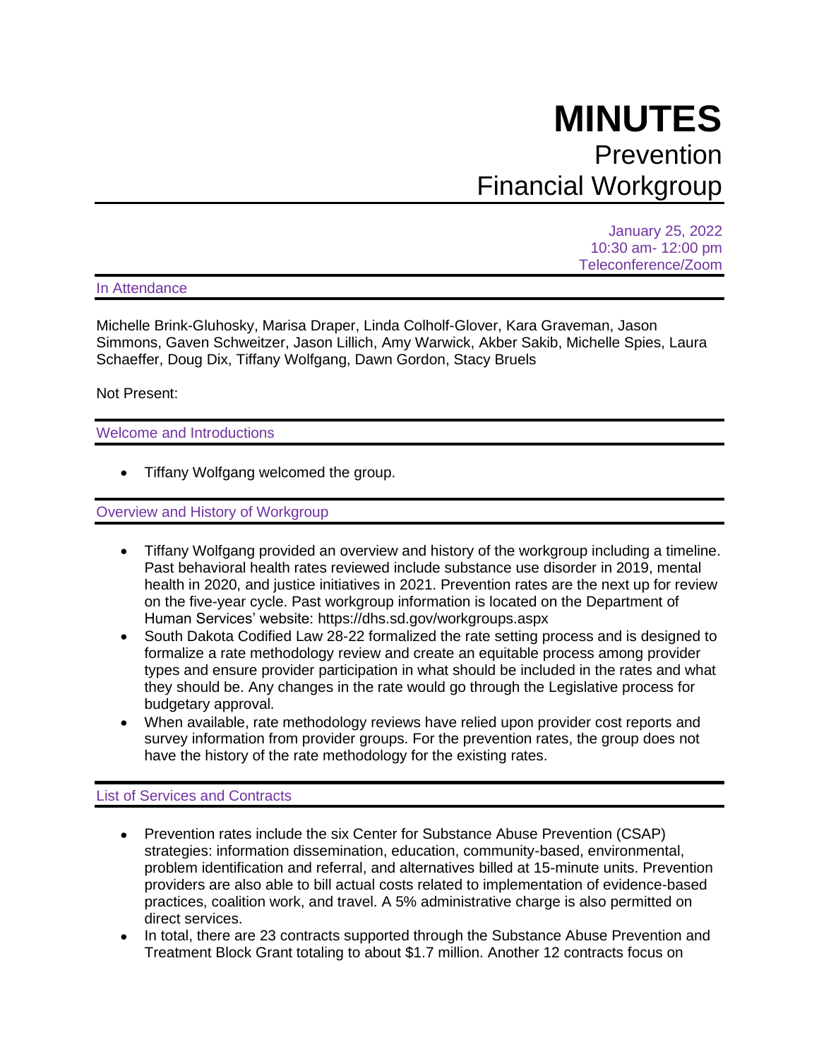# MINUTES

## Prevention Financial Workgroup

January 25, 2022
10:30 am- 12:00 pm
Teleconference/Zoom

### In Attendance

Michelle Brink-Gluhosky, Marisa Draper, Linda Colholf-Glover, Kara Graveman, Jason Simmons, Gaven Schweitzer, Jason Lillich, Amy Warwick, Akber Sakib, Michelle Spies, Laura Schaeffer, Doug Dix, Tiffany Wolfgang, Dawn Gordon, Stacy Bruels

Not Present:

### Welcome and Introductions

- Tiffany Wolfgang welcomed the group.

### Overview and History of Workgroup

- Tiffany Wolfgang provided an overview and history of the workgroup including a timeline. Past behavioral health rates reviewed include substance use disorder in 2019, mental health in 2020, and justice initiatives in 2021. Prevention rates are the next up for review on the five-year cycle. Past workgroup information is located on the Department of Human Services' website: https://dhs.sd.gov/workgroups.aspx
- South Dakota Codified Law 28-22 formalized the rate setting process and is designed to formalize a rate methodology review and create an equitable process among provider types and ensure provider participation in what should be included in the rates and what they should be. Any changes in the rate would go through the Legislative process for budgetary approval.
- When available, rate methodology reviews have relied upon provider cost reports and survey information from provider groups. For the prevention rates, the group does not have the history of the rate methodology for the existing rates.

### List of Services and Contracts

- Prevention rates include the six Center for Substance Abuse Prevention (CSAP) strategies: information dissemination, education, community-based, environmental, problem identification and referral, and alternatives billed at 15-minute units. Prevention providers are also able to bill actual costs related to implementation of evidence-based practices, coalition work, and travel. A 5% administrative charge is also permitted on direct services.
- In total, there are 23 contracts supported through the Substance Abuse Prevention and Treatment Block Grant totaling to about $1.7 million. Another 12 contracts focus on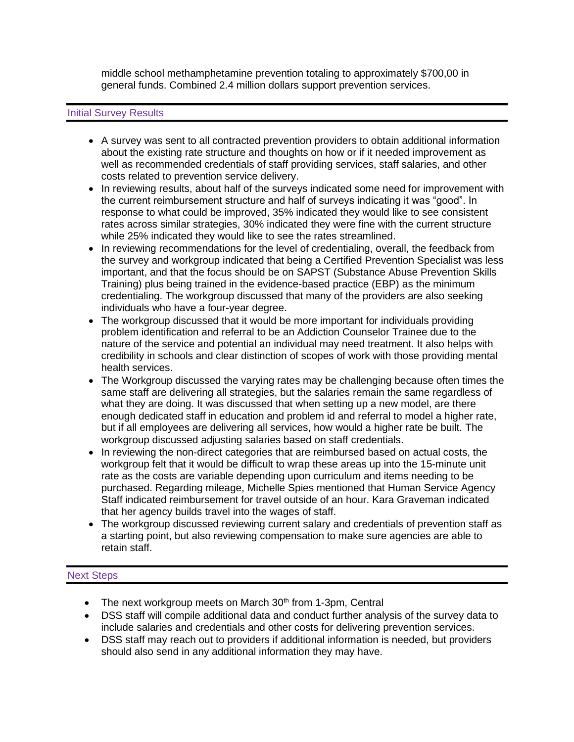middle school methamphetamine prevention totaling to approximately $700,00 in general funds. Combined 2.4 million dollars support prevention services.

## Initial Survey Results

- A survey was sent to all contracted prevention providers to obtain additional information about the existing rate structure and thoughts on how or if it needed improvement as well as recommended credentials of staff providing services, staff salaries, and other costs related to prevention service delivery.
- In reviewing results, about half of the surveys indicated some need for improvement with the current reimbursement structure and half of surveys indicating it was "good". In response to what could be improved, 35% indicated they would like to see consistent rates across similar strategies, 30% indicated they were fine with the current structure while 25% indicated they would like to see the rates streamlined.
- In reviewing recommendations for the level of credentialing, overall, the feedback from the survey and workgroup indicated that being a Certified Prevention Specialist was less important, and that the focus should be on SAPST (Substance Abuse Prevention Skills Training) plus being trained in the evidence-based practice (EBP) as the minimum credentialing. The workgroup discussed that many of the providers are also seeking individuals who have a four-year degree.
- The workgroup discussed that it would be more important for individuals providing problem identification and referral to be an Addiction Counselor Trainee due to the nature of the service and potential an individual may need treatment. It also helps with credibility in schools and clear distinction of scopes of work with those providing mental health services.
- The Workgroup discussed the varying rates may be challenging because often times the same staff are delivering all strategies, but the salaries remain the same regardless of what they are doing. It was discussed that when setting up a new model, are there enough dedicated staff in education and problem id and referral to model a higher rate, but if all employees are delivering all services, how would a higher rate be built. The workgroup discussed adjusting salaries based on staff credentials.
- In reviewing the non-direct categories that are reimbursed based on actual costs, the workgroup felt that it would be difficult to wrap these areas up into the 15-minute unit rate as the costs are variable depending upon curriculum and items needing to be purchased. Regarding mileage, Michelle Spies mentioned that Human Service Agency Staff indicated reimbursement for travel outside of an hour. Kara Graveman indicated that her agency builds travel into the wages of staff.
- The workgroup discussed reviewing current salary and credentials of prevention staff as a starting point, but also reviewing compensation to make sure agencies are able to retain staff.

## Next Steps

- The next workgroup meets on March 30th from 1-3pm, Central
- DSS staff will compile additional data and conduct further analysis of the survey data to include salaries and credentials and other costs for delivering prevention services.
- DSS staff may reach out to providers if additional information is needed, but providers should also send in any additional information they may have.